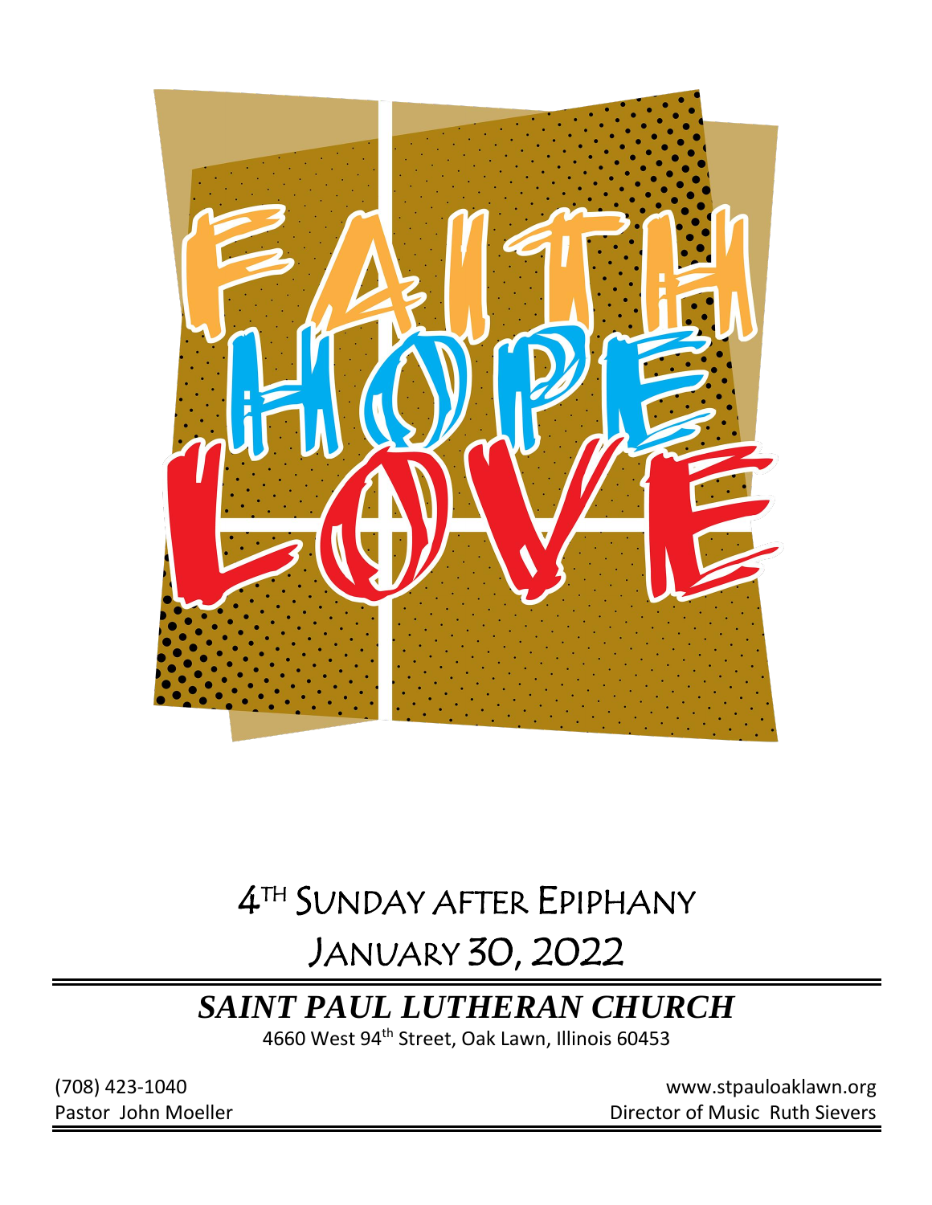FAITH

HOPE

LOVE

# 4TH SUNDAY AFTER EPIPHANY

# JANUARY 30, 2022

## *SAINT PAUL LUTHERAN CHURCH*

4660 West 94th Street, Oak Lawn, Illinois 60453

(708) 423-1040

www.stpauloaklawn.org

Pastor John Moeller

Director of Music Ruth Sievers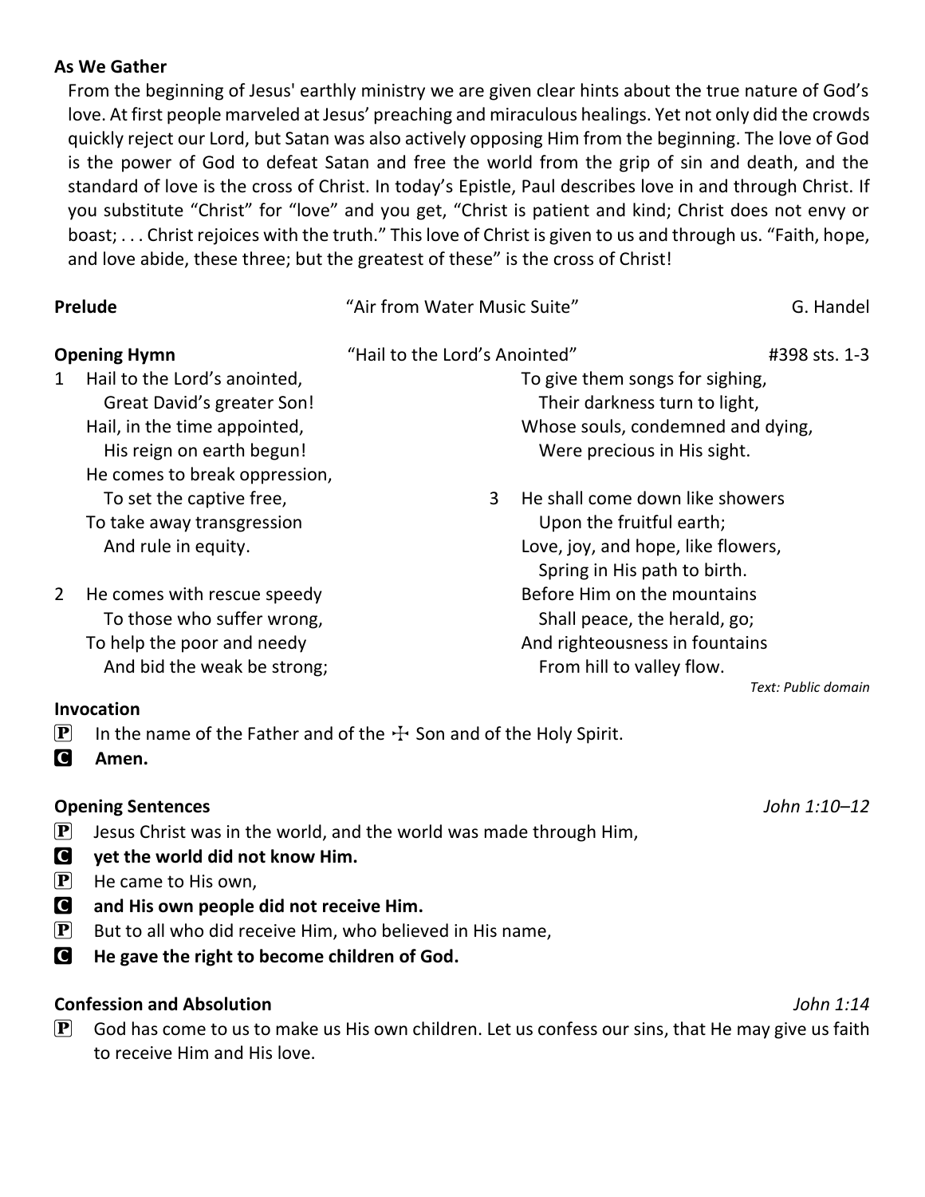**As We Gather**

From the beginning of Jesus' earthly ministry we are given clear hints about the true nature of God's love. At first people marveled at Jesus' preaching and miraculous healings. Yet not only did the crowds quickly reject our Lord, but Satan was also actively opposing Him from the beginning. The love of God is the power of God to defeat Satan and free the world from the grip of sin and death, and the standard of love is the cross of Christ. In today's Epistle, Paul describes love in and through Christ. If you substitute "Christ" for "love" and you get, "Christ is patient and kind; Christ does not envy or boast; . . . Christ rejoices with the truth." This love of Christ is given to us and through us. "Faith, hope, and love abide, these three; but the greatest of these" is the cross of Christ!

**Prelude** "Air from Water Music Suite" G. Handel

**Opening Hymn** "Hail to the Lord's Anointed" #398 sts. 1-3

1 Hail to the Lord's anointed,
Great David's greater Son!
Hail, in the time appointed,
His reign on earth begun!
He comes to break oppression,
To set the captive free,
To take away transgression
And rule in equity.

2 He comes with rescue speedy
To those who suffer wrong,
To help the poor and needy
And bid the weak be strong;
To give them songs for sighing,
Their darkness turn to light,
Whose souls, condemned and dying,
Were precious in His sight.

3 He shall come down like showers
Upon the fruitful earth;
Love, joy, and hope, like flowers,
Spring in His path to birth.
Before Him on the mountains
Shall peace, the herald, go;
And righteousness in fountains
From hill to valley flow.

*Text: Public domain*

**Invocation**

P In the name of the Father and of the ☩ Son and of the Holy Spirit.

C **Amen.**

**Opening Sentences** *John 1:10–12*

P Jesus Christ was in the world, and the world was made through Him,

C **yet the world did not know Him.**

P He came to His own,

C **and His own people did not receive Him.**

P But to all who did receive Him, who believed in His name,

C **He gave the right to become children of God.**

**Confession and Absolution** *John 1:14*

P God has come to us to make us His own children. Let us confess our sins, that He may give us faith to receive Him and His love.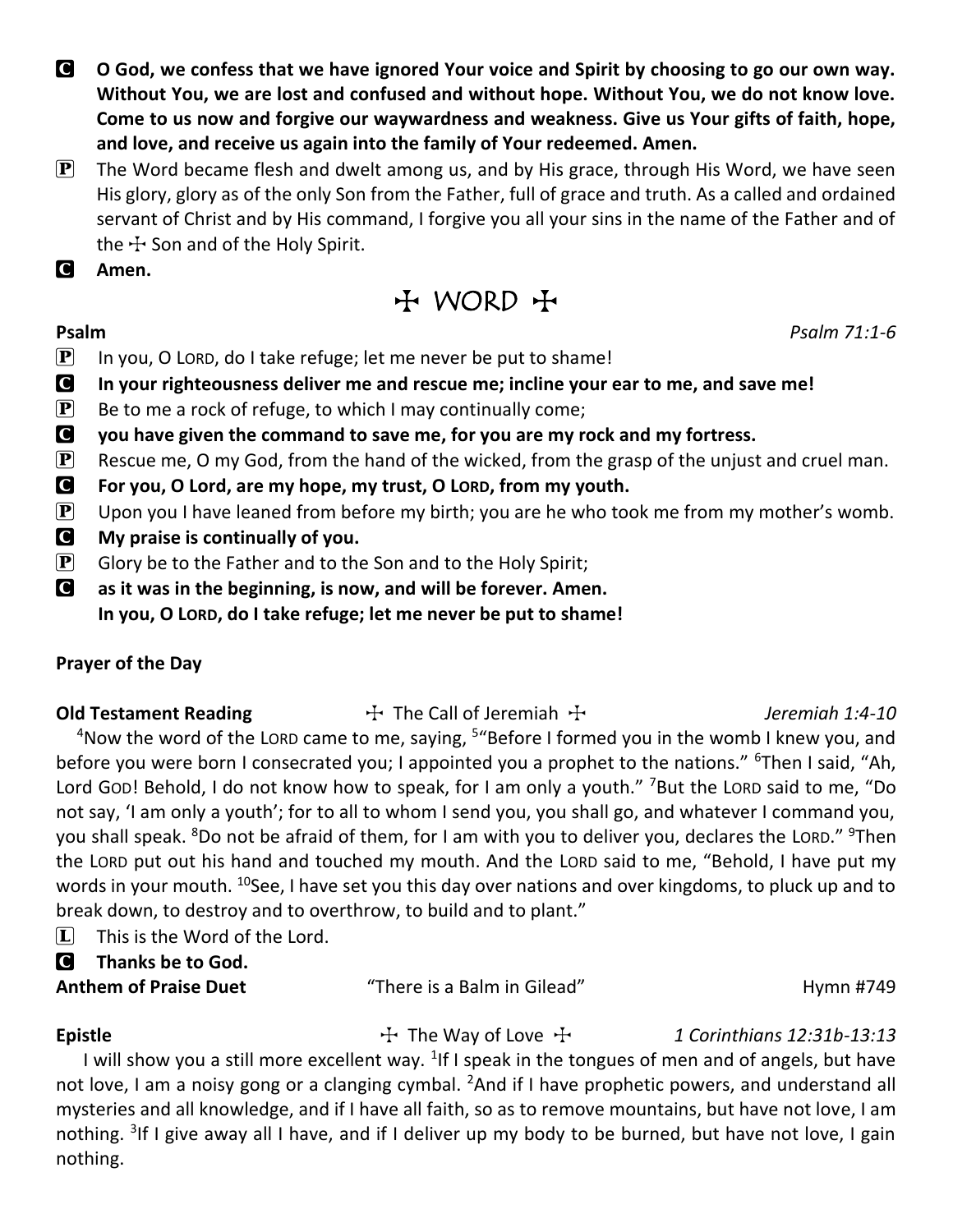**C** **O God, we confess that we have ignored Your voice and Spirit by choosing to go our own way. Without You, we are lost and confused and without hope. Without You, we do not know love. Come to us now and forgive our waywardness and weakness. Give us Your gifts of faith, hope, and love, and receive us again into the family of Your redeemed. Amen.**

**P** The Word became flesh and dwelt among us, and by His grace, through His Word, we have seen His glory, glory as of the only Son from the Father, full of grace and truth. As a called and ordained servant of Christ and by His command, I forgive you all your sins in the name of the Father and of the ☩ Son and of the Holy Spirit.

**C** **Amen.**

## ☩ WORD ☩

**Psalm** *Psalm 71:1-6*

**P** In you, O LORD, do I take refuge; let me never be put to shame!

**C** **In your righteousness deliver me and rescue me; incline your ear to me, and save me!**

**P** Be to me a rock of refuge, to which I may continually come;

**C** **you have given the command to save me, for you are my rock and my fortress.**

**P** Rescue me, O my God, from the hand of the wicked, from the grasp of the unjust and cruel man.

**C** **For you, O Lord, are my hope, my trust, O LORD, from my youth.**

**P** Upon you I have leaned from before my birth; you are he who took me from my mother's womb.

**C** **My praise is continually of you.**

**P** Glory be to the Father and to the Son and to the Holy Spirit;

**C** **as it was in the beginning, is now, and will be forever. Amen.**
**In you, O LORD, do I take refuge; let me never be put to shame!**

**Prayer of the Day**

**Old Testament Reading** ☩ The Call of Jeremiah ☩ *Jeremiah 1:4-10*

[4]Now the word of the LORD came to me, saying, [5]"Before I formed you in the womb I knew you, and before you were born I consecrated you; I appointed you a prophet to the nations." [6]Then I said, "Ah, Lord GOD! Behold, I do not know how to speak, for I am only a youth." [7]But the LORD said to me, "Do not say, 'I am only a youth'; for to all to whom I send you, you shall go, and whatever I command you, you shall speak. [8]Do not be afraid of them, for I am with you to deliver you, declares the LORD." [9]Then the LORD put out his hand and touched my mouth. And the LORD said to me, "Behold, I have put my words in your mouth. [10]See, I have set you this day over nations and over kingdoms, to pluck up and to break down, to destroy and to overthrow, to build and to plant."

**L** This is the Word of the Lord.

**C** **Thanks be to God.**

**Anthem of Praise Duet** "There is a Balm in Gilead" Hymn #749

**Epistle** ☩ The Way of Love ☩ *1 Corinthians 12:31b-13:13*

I will show you a still more excellent way. [1]If I speak in the tongues of men and of angels, but have not love, I am a noisy gong or a clanging cymbal. [2]And if I have prophetic powers, and understand all mysteries and all knowledge, and if I have all faith, so as to remove mountains, but have not love, I am nothing. [3]If I give away all I have, and if I deliver up my body to be burned, but have not love, I gain nothing.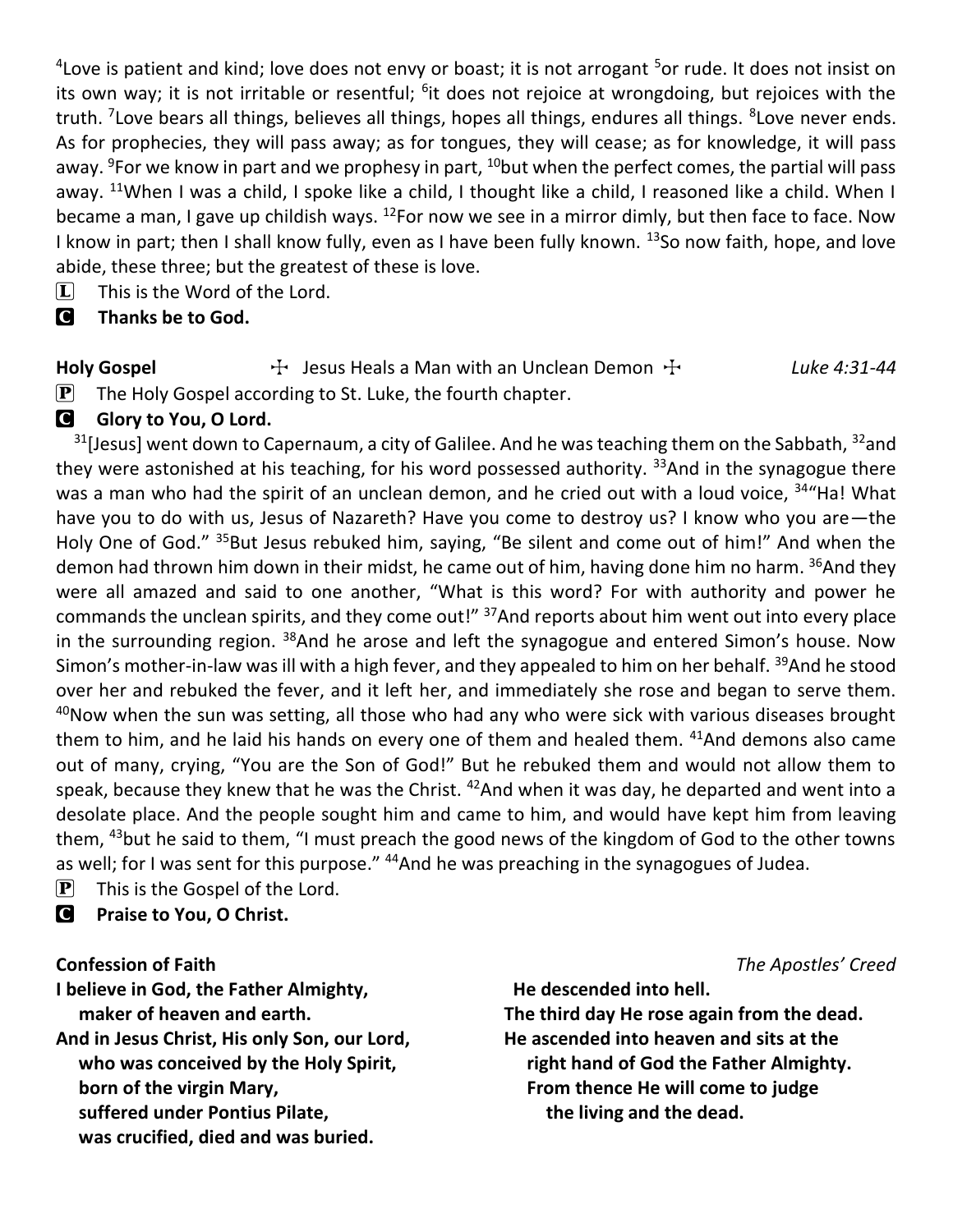[4]Love is patient and kind; love does not envy or boast; it is not arrogant [5]or rude. It does not insist on its own way; it is not irritable or resentful; [6]it does not rejoice at wrongdoing, but rejoices with the truth. [7]Love bears all things, believes all things, hopes all things, endures all things. [8]Love never ends. As for prophecies, they will pass away; as for tongues, they will cease; as for knowledge, it will pass away. [9]For we know in part and we prophesy in part, [10]but when the perfect comes, the partial will pass away. [11]When I was a child, I spoke like a child, I thought like a child, I reasoned like a child. When I became a man, I gave up childish ways. [12]For now we see in a mirror dimly, but then face to face. Now I know in part; then I shall know fully, even as I have been fully known. [13]So now faith, hope, and love abide, these three; but the greatest of these is love.

L This is the Word of the Lord.

C **Thanks be to God.**

**Holy Gospel** ☩ Jesus Heals a Man with an Unclean Demon ☩ *Luke 4:31-44*

P The Holy Gospel according to St. Luke, the fourth chapter.

C **Glory to You, O Lord.**

[31][Jesus] went down to Capernaum, a city of Galilee. And he was teaching them on the Sabbath, [32]and they were astonished at his teaching, for his word possessed authority. [33]And in the synagogue there was a man who had the spirit of an unclean demon, and he cried out with a loud voice, [34]"Ha! What have you to do with us, Jesus of Nazareth? Have you come to destroy us? I know who you are—the Holy One of God." [35]But Jesus rebuked him, saying, "Be silent and come out of him!" And when the demon had thrown him down in their midst, he came out of him, having done him no harm. [36]And they were all amazed and said to one another, "What is this word? For with authority and power he commands the unclean spirits, and they come out!" [37]And reports about him went out into every place in the surrounding region. [38]And he arose and left the synagogue and entered Simon's house. Now Simon's mother-in-law was ill with a high fever, and they appealed to him on her behalf. [39]And he stood over her and rebuked the fever, and it left her, and immediately she rose and began to serve them. [40]Now when the sun was setting, all those who had any who were sick with various diseases brought them to him, and he laid his hands on every one of them and healed them. [41]And demons also came out of many, crying, "You are the Son of God!" But he rebuked them and would not allow them to speak, because they knew that he was the Christ. [42]And when it was day, he departed and went into a desolate place. And the people sought him and came to him, and would have kept him from leaving them, [43]but he said to them, "I must preach the good news of the kingdom of God to the other towns as well; for I was sent for this purpose." [44]And he was preaching in the synagogues of Judea.

P This is the Gospel of the Lord.

C **Praise to You, O Christ.**

**Confession of Faith** *The Apostles' Creed*

**I believe in God, the Father Almighty,**
**maker of heaven and earth.**
**And in Jesus Christ, His only Son, our Lord,**
**who was conceived by the Holy Spirit,**
**born of the virgin Mary,**
**suffered under Pontius Pilate,**
**was crucified, died and was buried.**
**He descended into hell.**
**The third day He rose again from the dead.**
**He ascended into heaven and sits at the**
**right hand of God the Father Almighty.**
**From thence He will come to judge**
**the living and the dead.**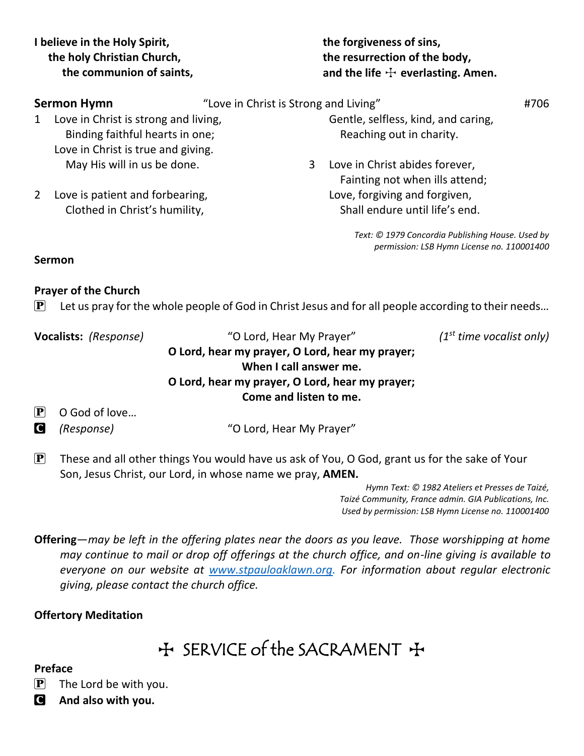**I believe in the Holy Spirit,**
**the holy Christian Church,**
**the communion of saints,**
**the forgiveness of sins,**
**the resurrection of the body,**
**and the life ☩ everlasting. Amen.**

**Sermon Hymn** "Love in Christ is Strong and Living" #706

1 Love in Christ is strong and living,
Binding faithful hearts in one;
Love in Christ is true and giving.
May His will in us be done.

2 Love is patient and forbearing,
Clothed in Christ's humility,
Gentle, selfless, kind, and caring,
Reaching out in charity.

3 Love in Christ abides forever,
Fainting not when ills attend;
Love, forgiving and forgiven,
Shall endure until life's end.

*Text: © 1979 Concordia Publishing House. Used by permission: LSB Hymn License no. 110001400*

**Sermon**

**Prayer of the Church**

P Let us pray for the whole people of God in Christ Jesus and for all people according to their needs…

**Vocalists:** *(Response)* "O Lord, Hear My Prayer" *(1st time vocalist only)*

**O Lord, hear my prayer, O Lord, hear my prayer;**
**When I call answer me.**
**O Lord, hear my prayer, O Lord, hear my prayer;**
**Come and listen to me.**

P O God of love…
C *(Response)* "O Lord, Hear My Prayer"

P These and all other things You would have us ask of You, O God, grant us for the sake of Your Son, Jesus Christ, our Lord, in whose name we pray, **AMEN.**

*Hymn Text: © 1982 Ateliers et Presses de Taizé, Taizé Community, France admin. GIA Publications, Inc. Used by permission: LSB Hymn License no. 110001400*

**Offering**—*may be left in the offering plates near the doors as you leave. Those worshipping at home may continue to mail or drop off offerings at the church office, and on-line giving is available to everyone on our website at www.stpauloaklawn.org. For information about regular electronic giving, please contact the church office.*

**Offertory Meditation**

# ☩ SERVICE of the SACRAMENT ☩

**Preface**

P The Lord be with you.
C **And also with you.**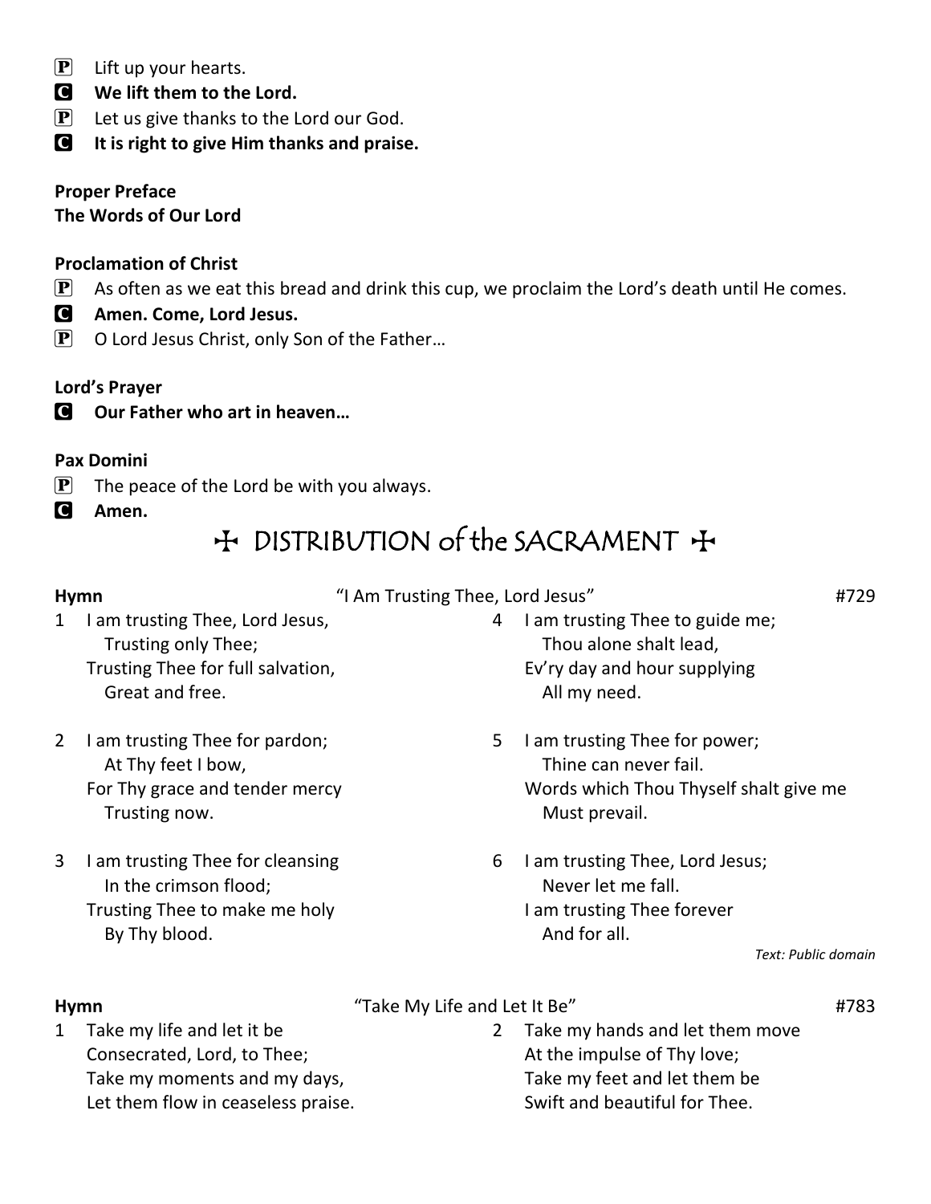P Lift up your hearts.
C **We lift them to the Lord.**
P Let us give thanks to the Lord our God.
C **It is right to give Him thanks and praise.**

**Proper Preface**
**The Words of Our Lord**

**Proclamation of Christ**

P As often as we eat this bread and drink this cup, we proclaim the Lord's death until He comes.
C **Amen. Come, Lord Jesus.**
P O Lord Jesus Christ, only Son of the Father…

**Lord's Prayer**

C **Our Father who art in heaven…**

**Pax Domini**

P The peace of the Lord be with you always.
C **Amen.**

# ☩ DISTRIBUTION of the SACRAMENT ☩

**Hymn** "I Am Trusting Thee, Lord Jesus" #729

1 I am trusting Thee, Lord Jesus,
Trusting only Thee;
Trusting Thee for full salvation,
Great and free.

2 I am trusting Thee for pardon;
At Thy feet I bow,
For Thy grace and tender mercy
Trusting now.

3 I am trusting Thee for cleansing
In the crimson flood;
Trusting Thee to make me holy
By Thy blood.

4 I am trusting Thee to guide me;
Thou alone shalt lead,
Ev'ry day and hour supplying
All my need.

5 I am trusting Thee for power;
Thine can never fail.
Words which Thou Thyself shalt give me
Must prevail.

6 I am trusting Thee, Lord Jesus;
Never let me fall.
I am trusting Thee forever
And for all.

*Text: Public domain*

**Hymn** "Take My Life and Let It Be" #783

1 Take my life and let it be
Consecrated, Lord, to Thee;
Take my moments and my days,
Let them flow in ceaseless praise.

2 Take my hands and let them move
At the impulse of Thy love;
Take my feet and let them be
Swift and beautiful for Thee.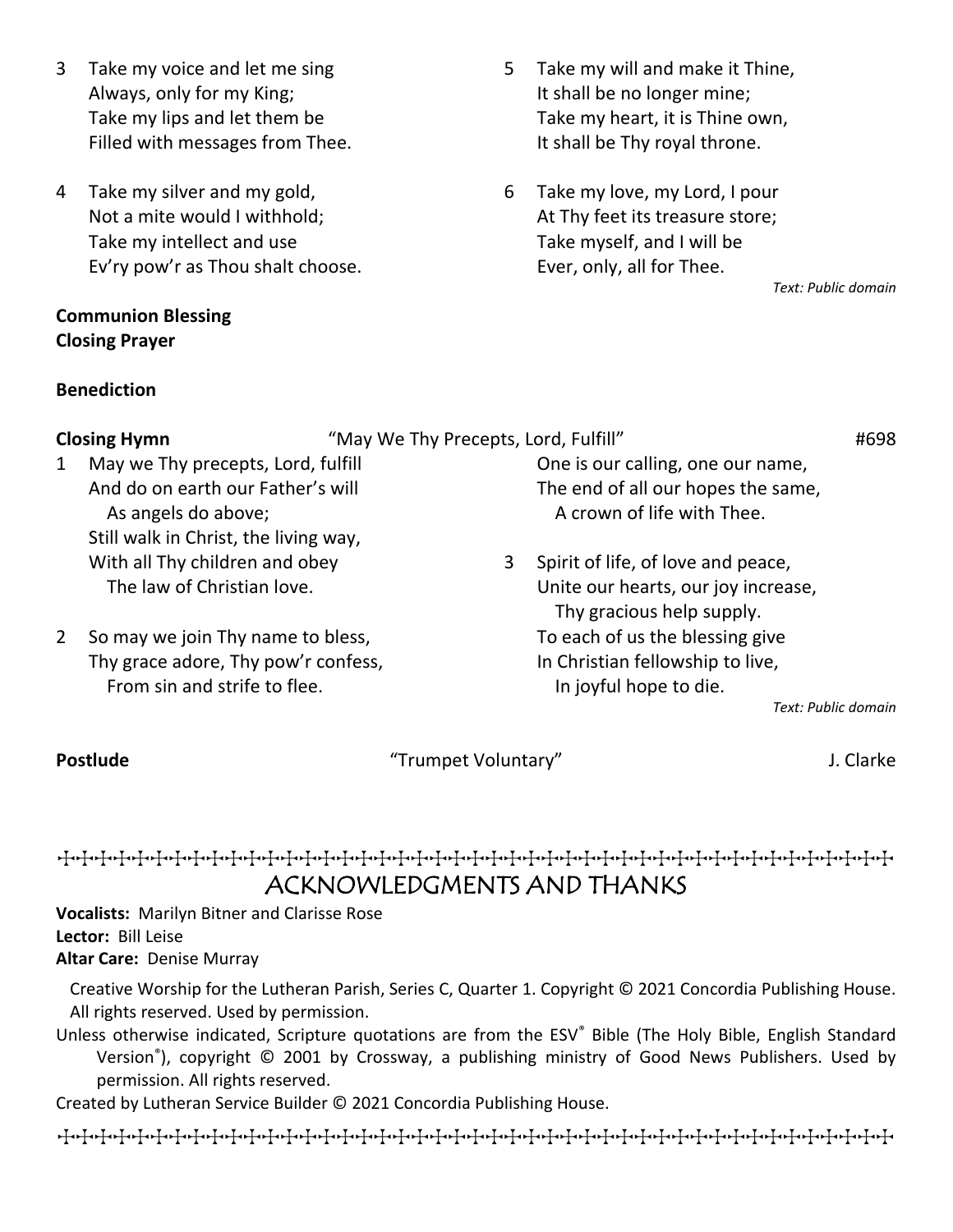3 Take my voice and let me sing
Always, only for my King;
Take my lips and let them be
Filled with messages from Thee.

4 Take my silver and my gold,
Not a mite would I withhold;
Take my intellect and use
Ev'ry pow'r as Thou shalt choose.

5 Take my will and make it Thine,
It shall be no longer mine;
Take my heart, it is Thine own,
It shall be Thy royal throne.

6 Take my love, my Lord, I pour
At Thy feet its treasure store;
Take myself, and I will be
Ever, only, all for Thee.

*Text: Public domain*

**Communion Blessing**
**Closing Prayer**

**Benediction**

**Closing Hymn** "May We Thy Precepts, Lord, Fulfill" #698

1 May we Thy precepts, Lord, fulfill
And do on earth our Father's will
As angels do above;
Still walk in Christ, the living way,
With all Thy children and obey
The law of Christian love.

2 So may we join Thy name to bless,
Thy grace adore, Thy pow'r confess,
From sin and strife to flee.
One is our calling, one our name,
The end of all our hopes the same,
A crown of life with Thee.

3 Spirit of life, of love and peace,
Unite our hearts, our joy increase,
Thy gracious help supply.
To each of us the blessing give
In Christian fellowship to live,
In joyful hope to die.

*Text: Public domain*

**Postlude** "Trumpet Voluntary" J. Clarke

## ACKNOWLEDGMENTS AND THANKS

**Vocalists:** Marilyn Bitner and Clarisse Rose
**Lector:** Bill Leise
**Altar Care:** Denise Murray

Creative Worship for the Lutheran Parish, Series C, Quarter 1. Copyright © 2021 Concordia Publishing House. All rights reserved. Used by permission.

Unless otherwise indicated, Scripture quotations are from the ESV® Bible (The Holy Bible, English Standard Version®), copyright © 2001 by Crossway, a publishing ministry of Good News Publishers. Used by permission. All rights reserved.

Created by Lutheran Service Builder © 2021 Concordia Publishing House.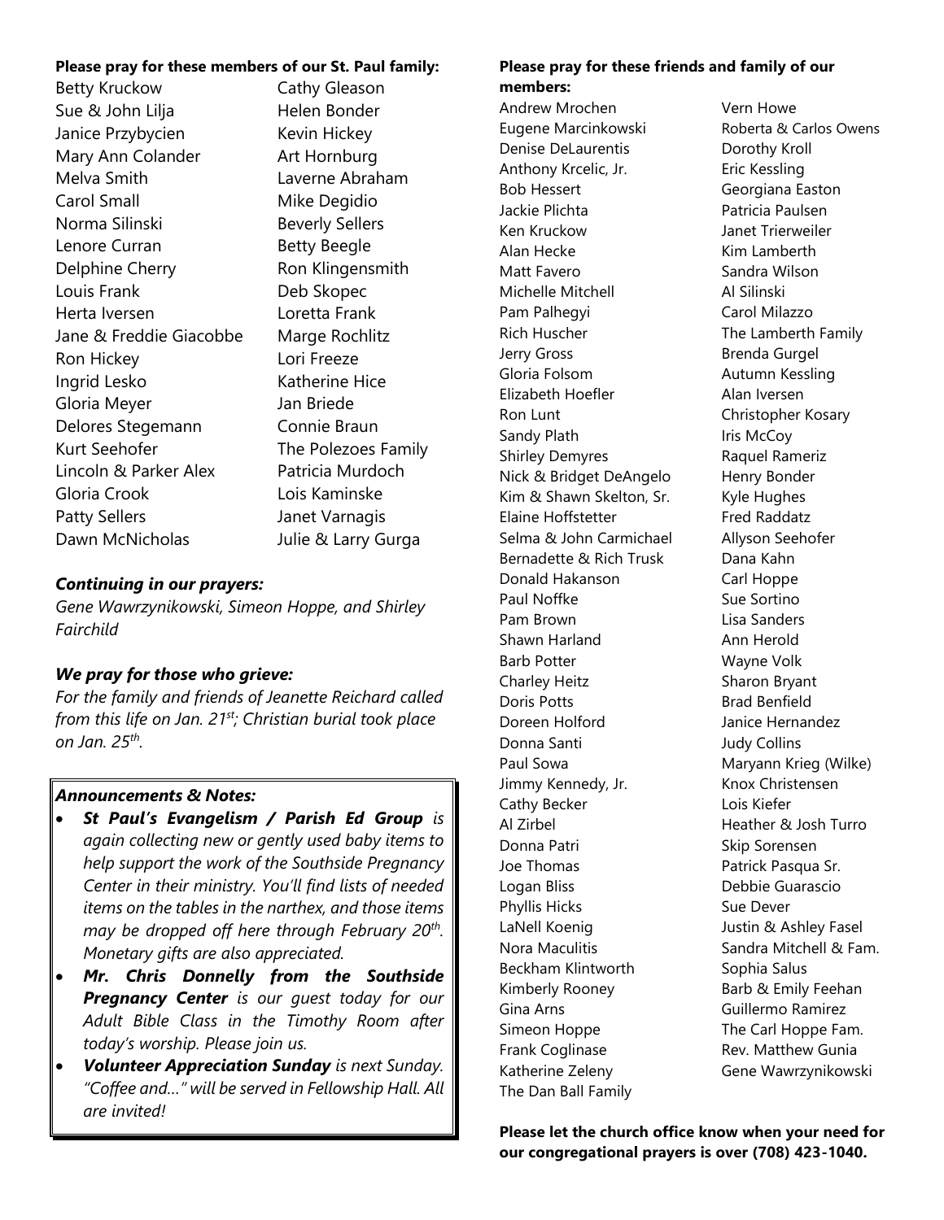**Please pray for these members of our St. Paul family:**

Betty Kruckow
Sue & John Lilja
Janice Przybycien
Mary Ann Colander
Melva Smith
Carol Small
Norma Silinski
Lenore Curran
Delphine Cherry
Louis Frank
Herta Iversen
Jane & Freddie Giacobbe
Ron Hickey
Ingrid Lesko
Gloria Meyer
Delores Stegemann
Kurt Seehofer
Lincoln & Parker Alex
Gloria Crook
Patty Sellers
Dawn McNicholas
Cathy Gleason
Helen Bonder
Kevin Hickey
Art Hornburg
Laverne Abraham
Mike Degidio
Beverly Sellers
Betty Beegle
Ron Klingensmith
Deb Skopec
Loretta Frank
Marge Rochlitz
Lori Freeze
Katherine Hice
Jan Briede
Connie Braun
The Polezoes Family
Patricia Murdoch
Lois Kaminske
Janet Varnagis
Julie & Larry Gurga

### *Continuing in our prayers:*

*Gene Wawrzynikowski, Simeon Hoppe, and Shirley Fairchild*

### *We pray for those who grieve:*

*For the family and friends of Jeanette Reichard called from this life on Jan. 21st; Christian burial took place on Jan. 25th.*

### *Announcements & Notes:*

- ***St Paul's Evangelism / Parish Ed Group** is again collecting new or gently used baby items to help support the work of the Southside Pregnancy Center in their ministry. You'll find lists of needed items on the tables in the narthex, and those items may be dropped off here through February 20th. Monetary gifts are also appreciated.*
- ***Mr. Chris Donnelly from the Southside Pregnancy Center** is our guest today for our Adult Bible Class in the Timothy Room after today's worship. Please join us.*
- ***Volunteer Appreciation Sunday** is next Sunday. "Coffee and…" will be served in Fellowship Hall. All are invited!*

**Please pray for these friends and family of our members:**

Andrew Mrochen
Eugene Marcinkowski
Denise DeLaurentis
Anthony Krcelic, Jr.
Bob Hessert
Jackie Plichta
Ken Kruckow
Alan Hecke
Matt Favero
Michelle Mitchell
Pam Palhegyi
Rich Huscher
Jerry Gross
Gloria Folsom
Elizabeth Hoefler
Ron Lunt
Sandy Plath
Shirley Demyres
Nick & Bridget DeAngelo
Kim & Shawn Skelton, Sr.
Elaine Hoffstetter
Selma & John Carmichael
Bernadette & Rich Trusk
Donald Hakanson
Paul Noffke
Pam Brown
Shawn Harland
Barb Potter
Charley Heitz
Doris Potts
Doreen Holford
Donna Santi
Paul Sowa
Jimmy Kennedy, Jr.
Cathy Becker
Al Zirbel
Donna Patri
Joe Thomas
Logan Bliss
Phyllis Hicks
LaNell Koenig
Nora Maculitis
Beckham Klintworth
Kimberly Rooney
Gina Arns
Simeon Hoppe
Frank Coglinase
Katherine Zeleny
The Dan Ball Family
Vern Howe
Roberta & Carlos Owens
Dorothy Kroll
Eric Kessling
Georgiana Easton
Patricia Paulsen
Janet Trierweiler
Kim Lamberth
Sandra Wilson
Al Silinski
Carol Milazzo
The Lamberth Family
Brenda Gurgel
Autumn Kessling
Alan Iversen
Christopher Kosary
Iris McCoy
Raquel Rameriz
Henry Bonder
Kyle Hughes
Fred Raddatz
Allyson Seehofer
Dana Kahn
Carl Hoppe
Sue Sortino
Lisa Sanders
Ann Herold
Wayne Volk
Sharon Bryant
Brad Benfield
Janice Hernandez
Judy Collins
Maryann Krieg (Wilke)
Knox Christensen
Lois Kiefer
Heather & Josh Turro
Skip Sorensen
Patrick Pasqua Sr.
Debbie Guarascio
Sue Dever
Justin & Ashley Fasel
Sandra Mitchell & Fam.
Sophia Salus
Barb & Emily Feehan
Guillermo Ramirez
The Carl Hoppe Fam.
Rev. Matthew Gunia
Gene Wawrzynikowski

**Please let the church office know when your need for our congregational prayers is over (708) 423-1040.**